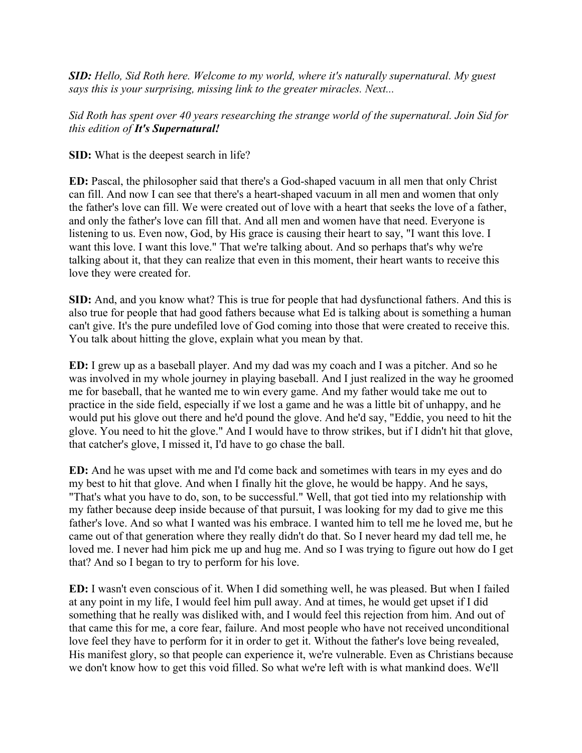***SID:*** *Hello, Sid Roth here. Welcome to my world, where it's naturally supernatural. My guest says this is your surprising, missing link to the greater miracles. Next...*

*Sid Roth has spent over 40 years researching the strange world of the supernatural. Join Sid for this edition of **It's Supernatural!***

**SID:** What is the deepest search in life?

**ED:** Pascal, the philosopher said that there's a God-shaped vacuum in all men that only Christ can fill. And now I can see that there's a heart-shaped vacuum in all men and women that only the father's love can fill. We were created out of love with a heart that seeks the love of a father, and only the father's love can fill that. And all men and women have that need. Everyone is listening to us. Even now, God, by His grace is causing their heart to say, "I want this love. I want this love. I want this love." That we're talking about. And so perhaps that's why we're talking about it, that they can realize that even in this moment, their heart wants to receive this love they were created for.

**SID:** And, and you know what? This is true for people that had dysfunctional fathers. And this is also true for people that had good fathers because what Ed is talking about is something a human can't give. It's the pure undefiled love of God coming into those that were created to receive this. You talk about hitting the glove, explain what you mean by that.

**ED:** I grew up as a baseball player. And my dad was my coach and I was a pitcher. And so he was involved in my whole journey in playing baseball. And I just realized in the way he groomed me for baseball, that he wanted me to win every game. And my father would take me out to practice in the side field, especially if we lost a game and he was a little bit of unhappy, and he would put his glove out there and he'd pound the glove. And he'd say, "Eddie, you need to hit the glove. You need to hit the glove." And I would have to throw strikes, but if I didn't hit that glove, that catcher's glove, I missed it, I'd have to go chase the ball.

**ED:** And he was upset with me and I'd come back and sometimes with tears in my eyes and do my best to hit that glove. And when I finally hit the glove, he would be happy. And he says, "That's what you have to do, son, to be successful." Well, that got tied into my relationship with my father because deep inside because of that pursuit, I was looking for my dad to give me this father's love. And so what I wanted was his embrace. I wanted him to tell me he loved me, but he came out of that generation where they really didn't do that. So I never heard my dad tell me, he loved me. I never had him pick me up and hug me. And so I was trying to figure out how do I get that? And so I began to try to perform for his love.

**ED:** I wasn't even conscious of it. When I did something well, he was pleased. But when I failed at any point in my life, I would feel him pull away. And at times, he would get upset if I did something that he really was disliked with, and I would feel this rejection from him. And out of that came this for me, a core fear, failure. And most people who have not received unconditional love feel they have to perform for it in order to get it. Without the father's love being revealed, His manifest glory, so that people can experience it, we're vulnerable. Even as Christians because we don't know how to get this void filled. So what we're left with is what mankind does. We'll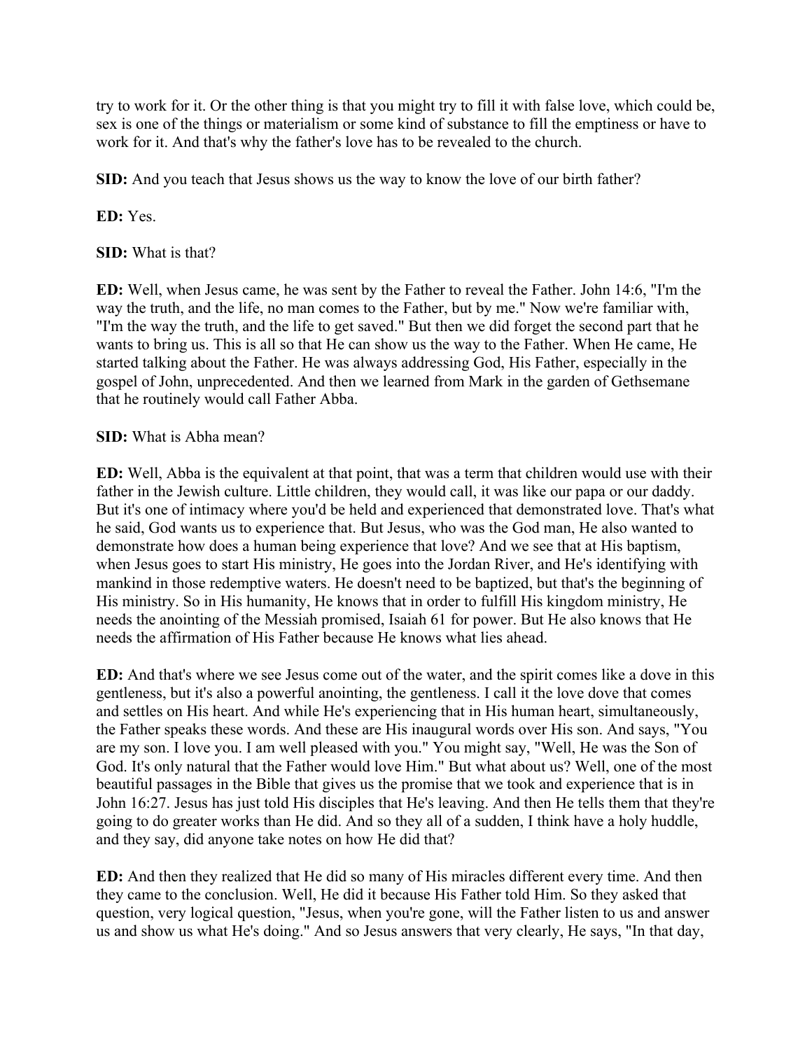try to work for it. Or the other thing is that you might try to fill it with false love, which could be, sex is one of the things or materialism or some kind of substance to fill the emptiness or have to work for it. And that's why the father's love has to be revealed to the church.

**SID:** And you teach that Jesus shows us the way to know the love of our birth father?

**ED:** Yes.

**SID:** What is that?

**ED:** Well, when Jesus came, he was sent by the Father to reveal the Father. John 14:6, "I'm the way the truth, and the life, no man comes to the Father, but by me." Now we're familiar with, "I'm the way the truth, and the life to get saved." But then we did forget the second part that he wants to bring us. This is all so that He can show us the way to the Father. When He came, He started talking about the Father. He was always addressing God, His Father, especially in the gospel of John, unprecedented. And then we learned from Mark in the garden of Gethsemane that he routinely would call Father Abba.

**SID:** What is Abha mean?

**ED:** Well, Abba is the equivalent at that point, that was a term that children would use with their father in the Jewish culture. Little children, they would call, it was like our papa or our daddy. But it's one of intimacy where you'd be held and experienced that demonstrated love. That's what he said, God wants us to experience that. But Jesus, who was the God man, He also wanted to demonstrate how does a human being experience that love? And we see that at His baptism, when Jesus goes to start His ministry, He goes into the Jordan River, and He's identifying with mankind in those redemptive waters. He doesn't need to be baptized, but that's the beginning of His ministry. So in His humanity, He knows that in order to fulfill His kingdom ministry, He needs the anointing of the Messiah promised, Isaiah 61 for power. But He also knows that He needs the affirmation of His Father because He knows what lies ahead.

**ED:** And that's where we see Jesus come out of the water, and the spirit comes like a dove in this gentleness, but it's also a powerful anointing, the gentleness. I call it the love dove that comes and settles on His heart. And while He's experiencing that in His human heart, simultaneously, the Father speaks these words. And these are His inaugural words over His son. And says, "You are my son. I love you. I am well pleased with you." You might say, "Well, He was the Son of God. It's only natural that the Father would love Him." But what about us? Well, one of the most beautiful passages in the Bible that gives us the promise that we took and experience that is in John 16:27. Jesus has just told His disciples that He's leaving. And then He tells them that they're going to do greater works than He did. And so they all of a sudden, I think have a holy huddle, and they say, did anyone take notes on how He did that?

**ED:** And then they realized that He did so many of His miracles different every time. And then they came to the conclusion. Well, He did it because His Father told Him. So they asked that question, very logical question, "Jesus, when you're gone, will the Father listen to us and answer us and show us what He's doing." And so Jesus answers that very clearly, He says, "In that day,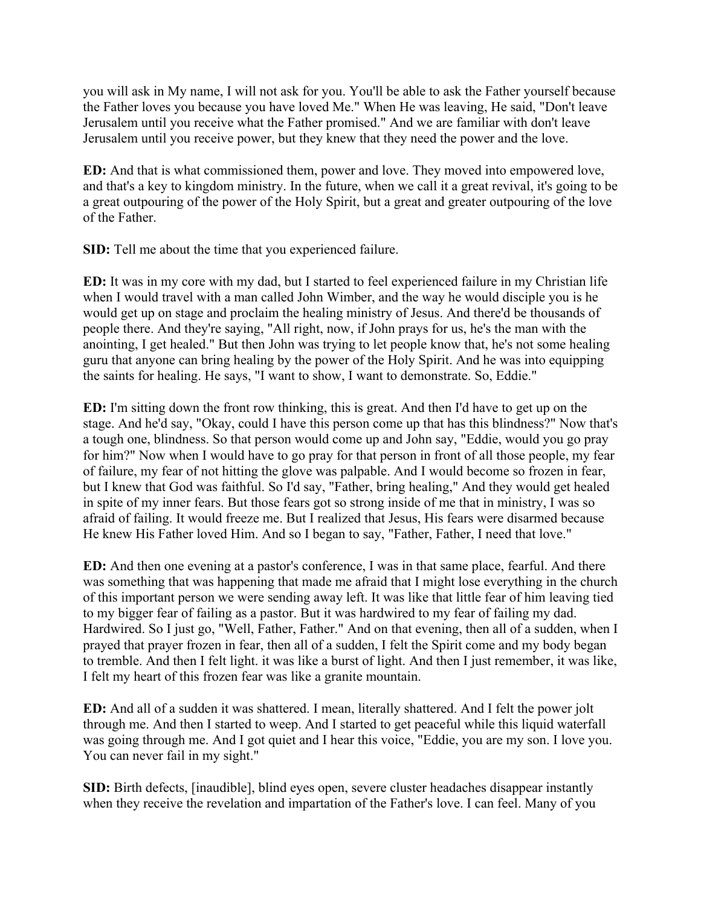you will ask in My name, I will not ask for you. You'll be able to ask the Father yourself because the Father loves you because you have loved Me." When He was leaving, He said, "Don't leave Jerusalem until you receive what the Father promised." And we are familiar with don't leave Jerusalem until you receive power, but they knew that they need the power and the love.

**ED:** And that is what commissioned them, power and love. They moved into empowered love, and that's a key to kingdom ministry. In the future, when we call it a great revival, it's going to be a great outpouring of the power of the Holy Spirit, but a great and greater outpouring of the love of the Father.

**SID:** Tell me about the time that you experienced failure.

**ED:** It was in my core with my dad, but I started to feel experienced failure in my Christian life when I would travel with a man called John Wimber, and the way he would disciple you is he would get up on stage and proclaim the healing ministry of Jesus. And there'd be thousands of people there. And they're saying, "All right, now, if John prays for us, he's the man with the anointing, I get healed." But then John was trying to let people know that, he's not some healing guru that anyone can bring healing by the power of the Holy Spirit. And he was into equipping the saints for healing. He says, "I want to show, I want to demonstrate. So, Eddie."

**ED:** I'm sitting down the front row thinking, this is great. And then I'd have to get up on the stage. And he'd say, "Okay, could I have this person come up that has this blindness?" Now that's a tough one, blindness. So that person would come up and John say, "Eddie, would you go pray for him?" Now when I would have to go pray for that person in front of all those people, my fear of failure, my fear of not hitting the glove was palpable. And I would become so frozen in fear, but I knew that God was faithful. So I'd say, "Father, bring healing," And they would get healed in spite of my inner fears. But those fears got so strong inside of me that in ministry, I was so afraid of failing. It would freeze me. But I realized that Jesus, His fears were disarmed because He knew His Father loved Him. And so I began to say, "Father, Father, I need that love."

**ED:** And then one evening at a pastor's conference, I was in that same place, fearful. And there was something that was happening that made me afraid that I might lose everything in the church of this important person we were sending away left. It was like that little fear of him leaving tied to my bigger fear of failing as a pastor. But it was hardwired to my fear of failing my dad. Hardwired. So I just go, "Well, Father, Father." And on that evening, then all of a sudden, when I prayed that prayer frozen in fear, then all of a sudden, I felt the Spirit come and my body began to tremble. And then I felt light. it was like a burst of light. And then I just remember, it was like, I felt my heart of this frozen fear was like a granite mountain.

**ED:** And all of a sudden it was shattered. I mean, literally shattered. And I felt the power jolt through me. And then I started to weep. And I started to get peaceful while this liquid waterfall was going through me. And I got quiet and I hear this voice, "Eddie, you are my son. I love you. You can never fail in my sight."

**SID:** Birth defects, [inaudible], blind eyes open, severe cluster headaches disappear instantly when they receive the revelation and impartation of the Father's love. I can feel. Many of you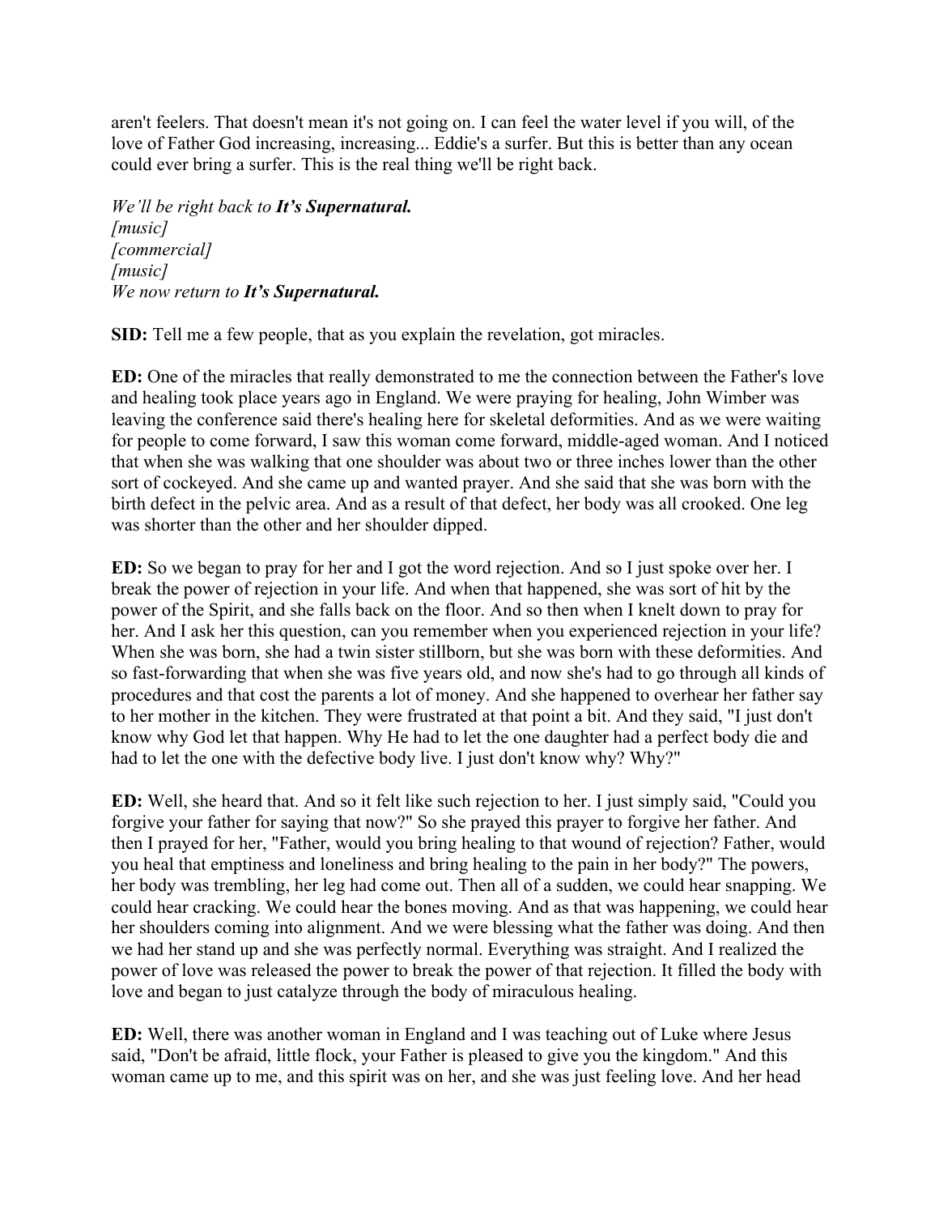aren't feelers. That doesn't mean it's not going on. I can feel the water level if you will, of the love of Father God increasing, increasing... Eddie's a surfer. But this is better than any ocean could ever bring a surfer. This is the real thing we'll be right back.

*We'll be right back to **It's Supernatural.***
*[music]*
*[commercial]*
*[music]*
*We now return to **It's Supernatural.***

**SID:** Tell me a few people, that as you explain the revelation, got miracles.

**ED:** One of the miracles that really demonstrated to me the connection between the Father's love and healing took place years ago in England. We were praying for healing, John Wimber was leaving the conference said there's healing here for skeletal deformities. And as we were waiting for people to come forward, I saw this woman come forward, middle-aged woman. And I noticed that when she was walking that one shoulder was about two or three inches lower than the other sort of cockeyed. And she came up and wanted prayer. And she said that she was born with the birth defect in the pelvic area. And as a result of that defect, her body was all crooked. One leg was shorter than the other and her shoulder dipped.

**ED:** So we began to pray for her and I got the word rejection. And so I just spoke over her. I break the power of rejection in your life. And when that happened, she was sort of hit by the power of the Spirit, and she falls back on the floor. And so then when I knelt down to pray for her. And I ask her this question, can you remember when you experienced rejection in your life? When she was born, she had a twin sister stillborn, but she was born with these deformities. And so fast-forwarding that when she was five years old, and now she's had to go through all kinds of procedures and that cost the parents a lot of money. And she happened to overhear her father say to her mother in the kitchen. They were frustrated at that point a bit. And they said, "I just don't know why God let that happen. Why He had to let the one daughter had a perfect body die and had to let the one with the defective body live. I just don't know why? Why?"

**ED:** Well, she heard that. And so it felt like such rejection to her. I just simply said, "Could you forgive your father for saying that now?" So she prayed this prayer to forgive her father. And then I prayed for her, "Father, would you bring healing to that wound of rejection? Father, would you heal that emptiness and loneliness and bring healing to the pain in her body?" The powers, her body was trembling, her leg had come out. Then all of a sudden, we could hear snapping. We could hear cracking. We could hear the bones moving. And as that was happening, we could hear her shoulders coming into alignment. And we were blessing what the father was doing. And then we had her stand up and she was perfectly normal. Everything was straight. And I realized the power of love was released the power to break the power of that rejection. It filled the body with love and began to just catalyze through the body of miraculous healing.

**ED:** Well, there was another woman in England and I was teaching out of Luke where Jesus said, "Don't be afraid, little flock, your Father is pleased to give you the kingdom." And this woman came up to me, and this spirit was on her, and she was just feeling love. And her head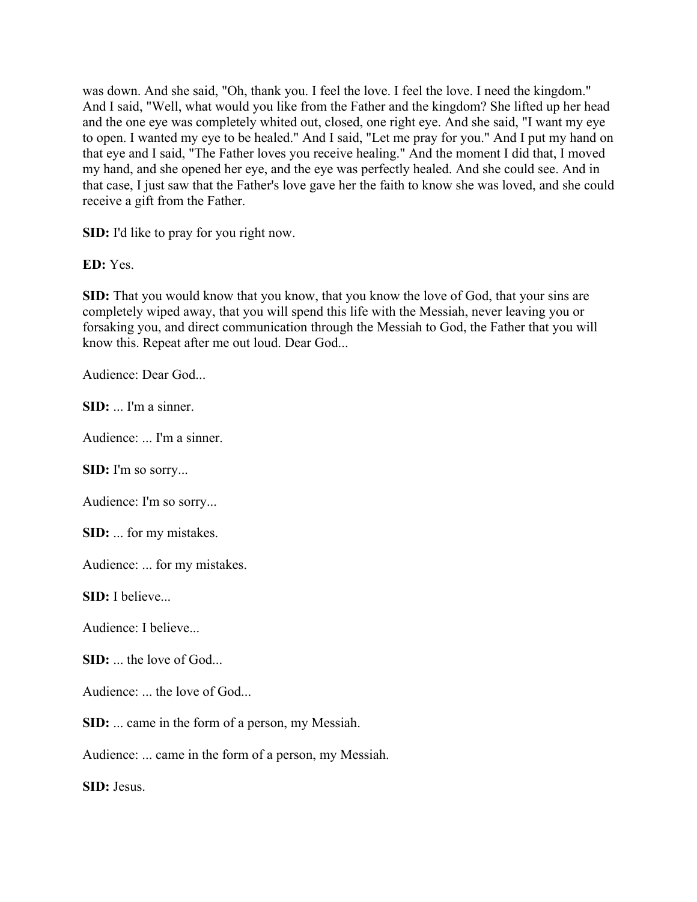was down. And she said, "Oh, thank you. I feel the love. I feel the love. I need the kingdom." And I said, "Well, what would you like from the Father and the kingdom? She lifted up her head and the one eye was completely whited out, closed, one right eye. And she said, "I want my eye to open. I wanted my eye to be healed." And I said, "Let me pray for you." And I put my hand on that eye and I said, "The Father loves you receive healing." And the moment I did that, I moved my hand, and she opened her eye, and the eye was perfectly healed. And she could see. And in that case, I just saw that the Father's love gave her the faith to know she was loved, and she could receive a gift from the Father.

**SID:** I'd like to pray for you right now.

**ED:** Yes.

**SID:** That you would know that you know, that you know the love of God, that your sins are completely wiped away, that you will spend this life with the Messiah, never leaving you or forsaking you, and direct communication through the Messiah to God, the Father that you will know this. Repeat after me out loud. Dear God...

Audience: Dear God...

**SID:** ... I'm a sinner.

Audience: ... I'm a sinner.

**SID:** I'm so sorry...

Audience: I'm so sorry...

**SID:** ... for my mistakes.

Audience: ... for my mistakes.

**SID:** I believe...

Audience: I believe...

**SID:** ... the love of God...

Audience: ... the love of God...

**SID:** ... came in the form of a person, my Messiah.

Audience: ... came in the form of a person, my Messiah.

**SID:** Jesus.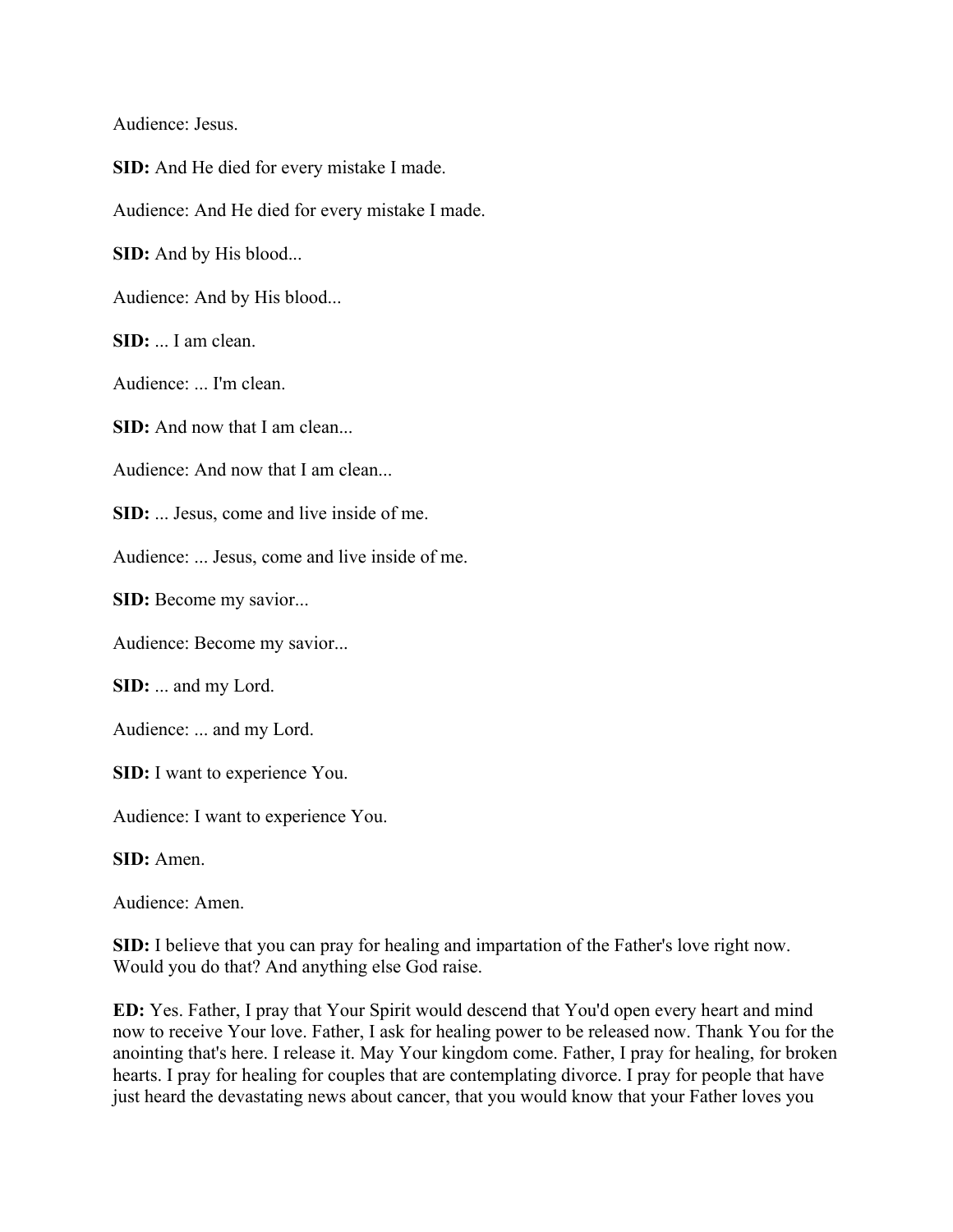Audience: Jesus.

**SID:** And He died for every mistake I made.

Audience: And He died for every mistake I made.

**SID:** And by His blood...

Audience: And by His blood...

**SID:** ... I am clean.

Audience: ... I'm clean.

**SID:** And now that I am clean...

Audience: And now that I am clean...

**SID:** ... Jesus, come and live inside of me.

Audience: ... Jesus, come and live inside of me.

**SID:** Become my savior...

Audience: Become my savior...

**SID:** ... and my Lord.

Audience: ... and my Lord.

**SID:** I want to experience You.

Audience: I want to experience You.

**SID:** Amen.

Audience: Amen.

**SID:** I believe that you can pray for healing and impartation of the Father's love right now. Would you do that? And anything else God raise.

**ED:** Yes. Father, I pray that Your Spirit would descend that You'd open every heart and mind now to receive Your love. Father, I ask for healing power to be released now. Thank You for the anointing that's here. I release it. May Your kingdom come. Father, I pray for healing, for broken hearts. I pray for healing for couples that are contemplating divorce. I pray for people that have just heard the devastating news about cancer, that you would know that your Father loves you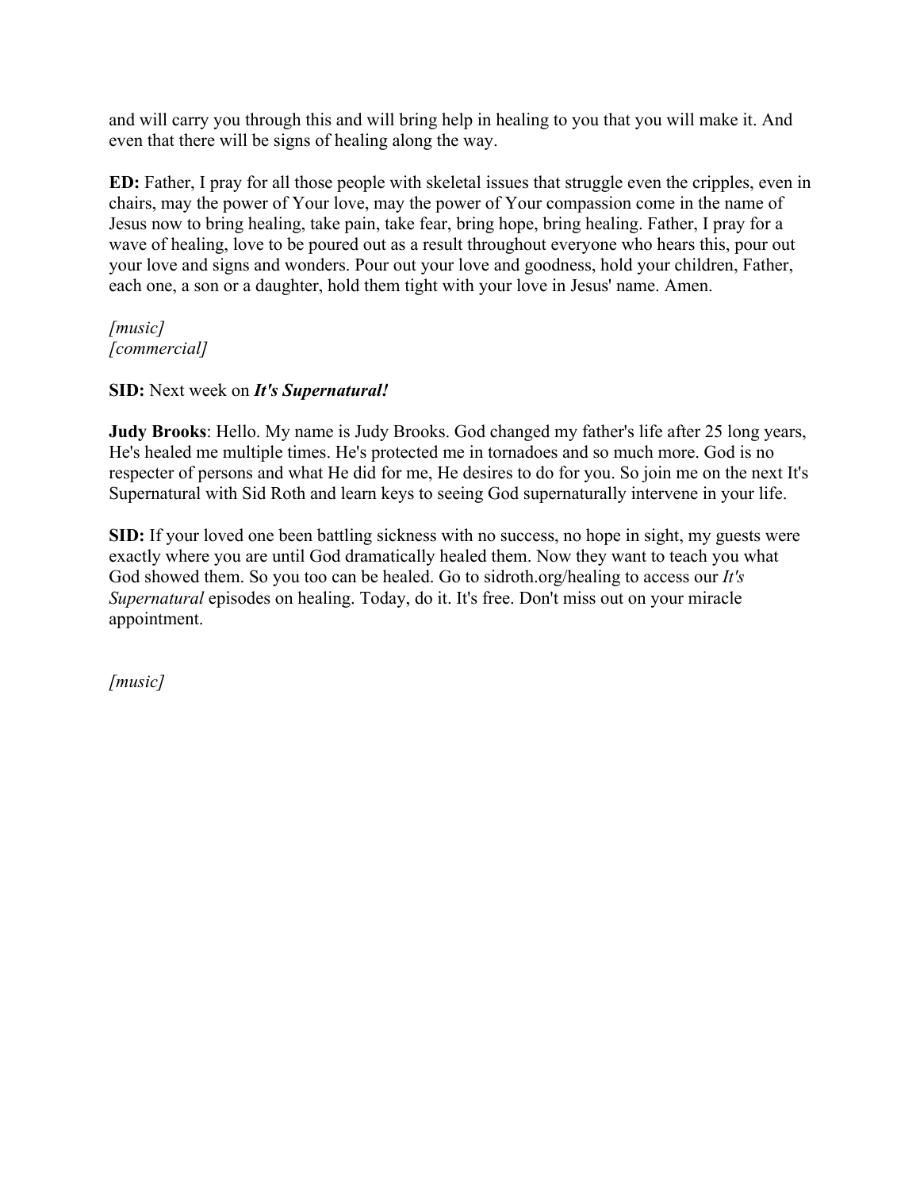and will carry you through this and will bring help in healing to you that you will make it. And even that there will be signs of healing along the way.

**ED:** Father, I pray for all those people with skeletal issues that struggle even the cripples, even in chairs, may the power of Your love, may the power of Your compassion come in the name of Jesus now to bring healing, take pain, take fear, bring hope, bring healing. Father, I pray for a wave of healing, love to be poured out as a result throughout everyone who hears this, pour out your love and signs and wonders. Pour out your love and goodness, hold your children, Father, each one, a son or a daughter, hold them tight with your love in Jesus' name. Amen.

*[music]*
*[commercial]*

**SID:** Next week on ***It's Supernatural!***

**Judy Brooks**: Hello. My name is Judy Brooks. God changed my father's life after 25 long years, He's healed me multiple times. He's protected me in tornadoes and so much more. God is no respecter of persons and what He did for me, He desires to do for you. So join me on the next It's Supernatural with Sid Roth and learn keys to seeing God supernaturally intervene in your life.

**SID:** If your loved one been battling sickness with no success, no hope in sight, my guests were exactly where you are until God dramatically healed them. Now they want to teach you what God showed them. So you too can be healed. Go to sidroth.org/healing to access our *It's Supernatural* episodes on healing. Today, do it. It's free. Don't miss out on your miracle appointment.

*[music]*